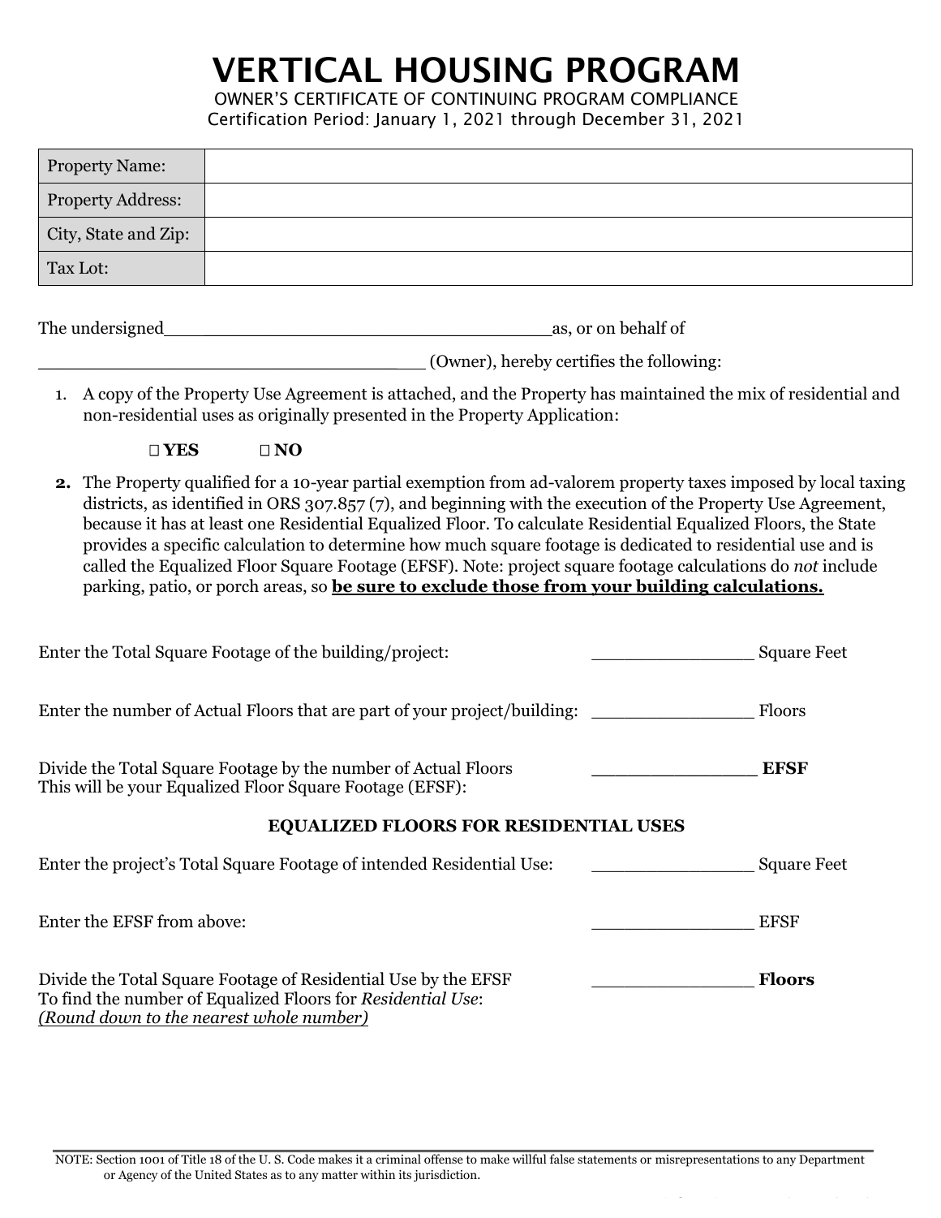# VERTICAL HOUSING PROGRAM

OWNER'S CERTIFICATE OF CONTINUING PROGRAM COMPLIANCE

Certification Period: January 1, 2021 through December 31, 2021

| Property Name: | |
|---|---|
| Property Address: | |
| City, State and Zip: | |
| Tax Lot: | |

The undersigned\_\_\_\_\_\_\_\_\_\_\_\_\_\_\_\_\_\_\_\_\_\_\_\_\_\_\_\_\_\_\_\_\_\_\_\_\_\_as, or on behalf of

\_\_\_\_\_\_\_\_\_\_\_\_\_\_\_\_\_\_\_\_\_\_\_\_\_\_\_\_\_\_\_\_\_\_\_\_\_\_ (Owner), hereby certifies the following:

1. A copy of the Property Use Agreement is attached, and the Property has maintained the mix of residential and non-residential uses as originally presented in the Property Application:

   ☐ **YES** ☐ **NO**

2. The Property qualified for a 10-year partial exemption from ad-valorem property taxes imposed by local taxing districts, as identified in ORS 307.857 (7), and beginning with the execution of the Property Use Agreement, because it has at least one Residential Equalized Floor. To calculate Residential Equalized Floors, the State provides a specific calculation to determine how much square footage is dedicated to residential use and is called the Equalized Floor Square Footage (EFSF). Note: project square footage calculations do *not* include parking, patio, or porch areas, so **be sure to exclude those from your building calculations.**

Enter the Total Square Footage of the building/project: \_\_\_\_\_\_\_\_\_\_\_\_\_\_\_\_ Square Feet

Enter the number of Actual Floors that are part of your project/building: \_\_\_\_\_\_\_\_\_\_\_\_\_\_\_\_ Floors

Divide the Total Square Footage by the number of Actual Floors
This will be your Equalized Floor Square Footage (EFSF): \_\_\_\_\_\_\_\_\_\_\_\_\_\_\_\_ **EFSF**

**EQUALIZED FLOORS FOR RESIDENTIAL USES**

Enter the project's Total Square Footage of intended Residential Use: \_\_\_\_\_\_\_\_\_\_\_\_\_\_\_\_ Square Feet

Enter the EFSF from above: \_\_\_\_\_\_\_\_\_\_\_\_\_\_\_\_ EFSF

Divide the Total Square Footage of Residential Use by the EFSF
To find the number of Equalized Floors for *Residential Use*:
*(Round down to the nearest whole number)* \_\_\_\_\_\_\_\_\_\_\_\_\_\_\_\_ **Floors**

NOTE: Section 1001 of Title 18 of the U. S. Code makes it a criminal offense to make willful false statements or misrepresentations to any Department or Agency of the United States as to any matter within its jurisdiction.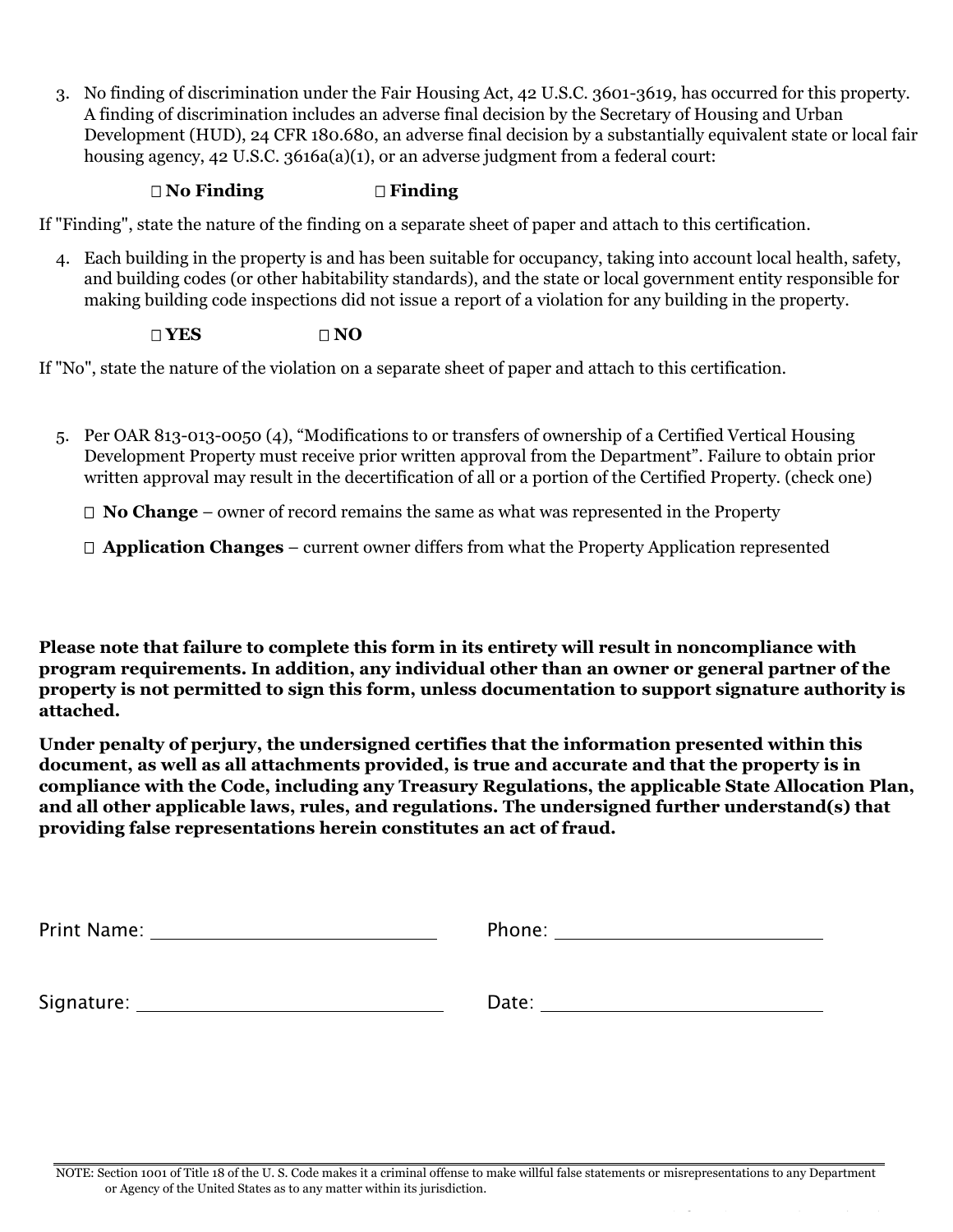3. No finding of discrimination under the Fair Housing Act, 42 U.S.C. 3601-3619, has occurred for this property. A finding of discrimination includes an adverse final decision by the Secretary of Housing and Urban Development (HUD), 24 CFR 180.680, an adverse final decision by a substantially equivalent state or local fair housing agency, 42 U.S.C. 3616a(a)(1), or an adverse judgment from a federal court:

   ☐ **No Finding** ☐ **Finding**

If "Finding", state the nature of the finding on a separate sheet of paper and attach to this certification.

4. Each building in the property is and has been suitable for occupancy, taking into account local health, safety, and building codes (or other habitability standards), and the state or local government entity responsible for making building code inspections did not issue a report of a violation for any building in the property.

   ☐ **YES** ☐ **NO**

If "No", state the nature of the violation on a separate sheet of paper and attach to this certification.

5. Per OAR 813-013-0050 (4), "Modifications to or transfers of ownership of a Certified Vertical Housing Development Property must receive prior written approval from the Department". Failure to obtain prior written approval may result in the decertification of all or a portion of the Certified Property. (check one)

   ☐ **No Change** – owner of record remains the same as what was represented in the Property

   ☐ **Application Changes** – current owner differs from what the Property Application represented

**Please note that failure to complete this form in its entirety will result in noncompliance with program requirements. In addition, any individual other than an owner or general partner of the property is not permitted to sign this form, unless documentation to support signature authority is attached.**

**Under penalty of perjury, the undersigned certifies that the information presented within this document, as well as all attachments provided, is true and accurate and that the property is in compliance with the Code, including any Treasury Regulations, the applicable State Allocation Plan, and all other applicable laws, rules, and regulations. The undersigned further understand(s) that providing false representations herein constitutes an act of fraud.**

Print Name: ____________________ Phone: ____________________

Signature: ____________________ Date: ____________________

NOTE: Section 1001 of Title 18 of the U. S. Code makes it a criminal offense to make willful false statements or misrepresentations to any Department or Agency of the United States as to any matter within its jurisdiction.